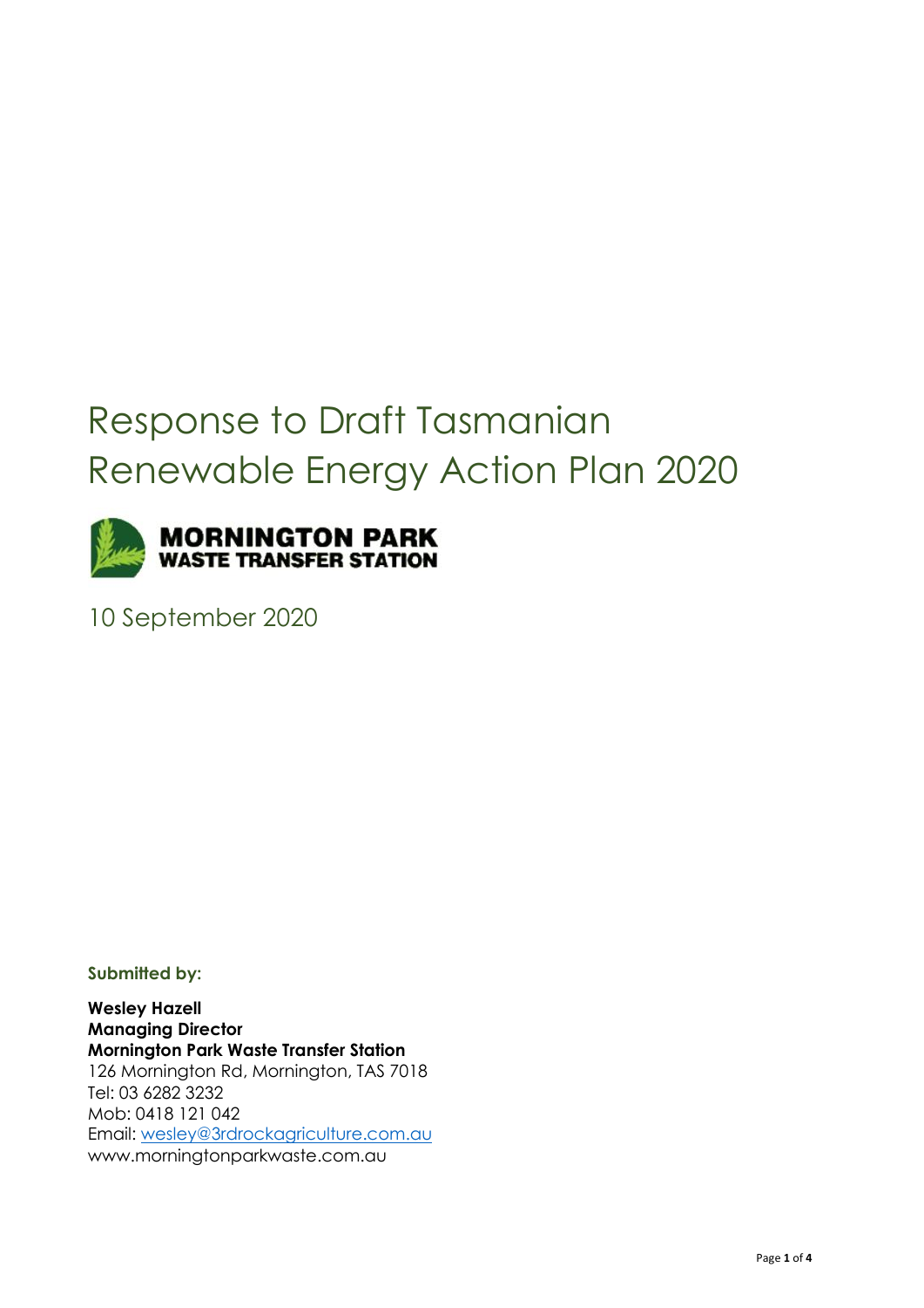# Response to Draft Tasmanian Renewable Energy Action Plan 2020

**MORNINGTON PARK**
**WASTE TRANSFER STATION**

10 September 2020

**Submitted by:**

**Wesley Hazell**
**Managing Director**
**Mornington Park Waste Transfer Station**
126 Mornington Rd, Mornington, TAS 7018
Tel: 03 6282 3232
Mob: 0418 121 042
Email: wesley@3rdrockagriculture.com.au
www.morningtonparkwaste.com.au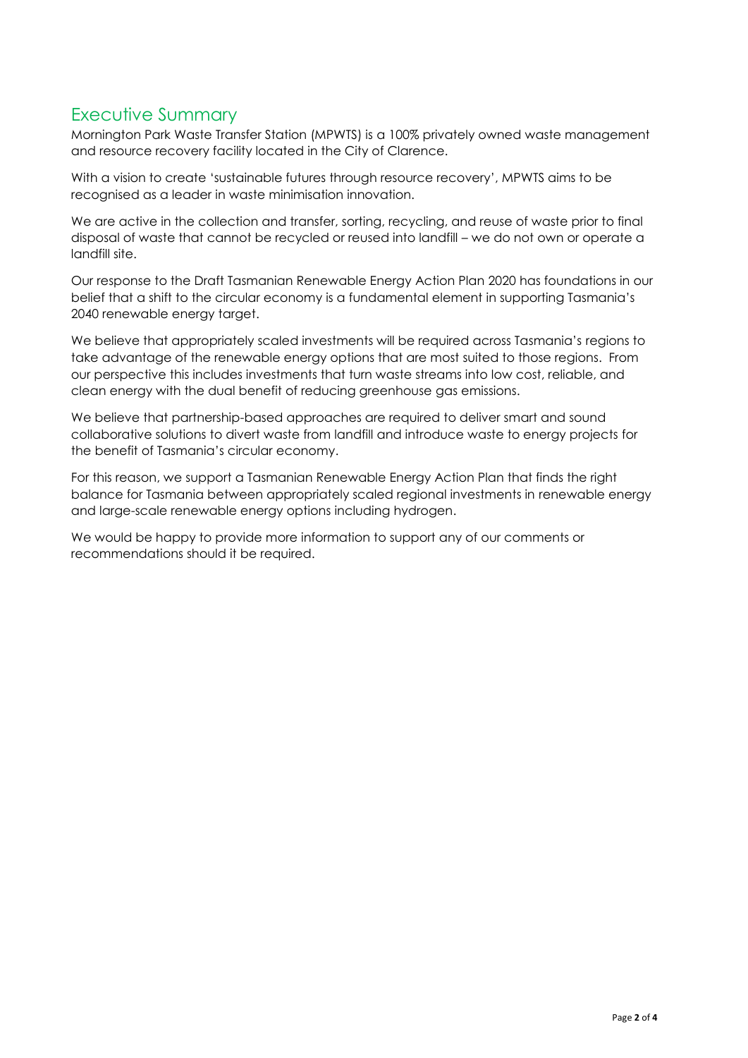## Executive Summary

Mornington Park Waste Transfer Station (MPWTS) is a 100% privately owned waste management and resource recovery facility located in the City of Clarence.

With a vision to create 'sustainable futures through resource recovery', MPWTS aims to be recognised as a leader in waste minimisation innovation.

We are active in the collection and transfer, sorting, recycling, and reuse of waste prior to final disposal of waste that cannot be recycled or reused into landfill – we do not own or operate a landfill site.

Our response to the Draft Tasmanian Renewable Energy Action Plan 2020 has foundations in our belief that a shift to the circular economy is a fundamental element in supporting Tasmania's 2040 renewable energy target.

We believe that appropriately scaled investments will be required across Tasmania's regions to take advantage of the renewable energy options that are most suited to those regions. From our perspective this includes investments that turn waste streams into low cost, reliable, and clean energy with the dual benefit of reducing greenhouse gas emissions.

We believe that partnership-based approaches are required to deliver smart and sound collaborative solutions to divert waste from landfill and introduce waste to energy projects for the benefit of Tasmania's circular economy.

For this reason, we support a Tasmanian Renewable Energy Action Plan that finds the right balance for Tasmania between appropriately scaled regional investments in renewable energy and large-scale renewable energy options including hydrogen.

We would be happy to provide more information to support any of our comments or recommendations should it be required.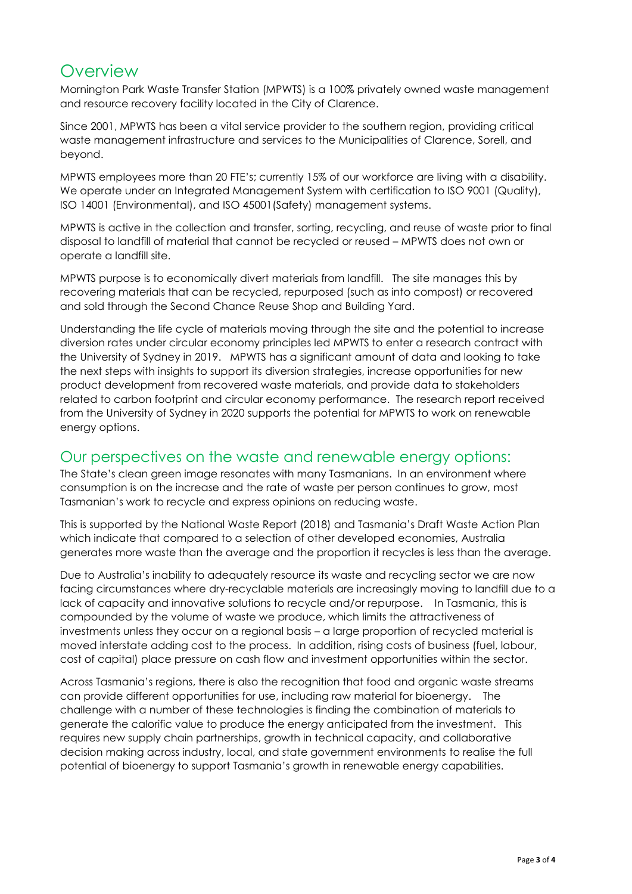## Overview

Mornington Park Waste Transfer Station (MPWTS) is a 100% privately owned waste management and resource recovery facility located in the City of Clarence.

Since 2001, MPWTS has been a vital service provider to the southern region, providing critical waste management infrastructure and services to the Municipalities of Clarence, Sorell, and beyond.

MPWTS employees more than 20 FTE's; currently 15% of our workforce are living with a disability. We operate under an Integrated Management System with certification to ISO 9001 (Quality), ISO 14001 (Environmental), and ISO 45001(Safety) management systems.

MPWTS is active in the collection and transfer, sorting, recycling, and reuse of waste prior to final disposal to landfill of material that cannot be recycled or reused – MPWTS does not own or operate a landfill site.

MPWTS purpose is to economically divert materials from landfill. The site manages this by recovering materials that can be recycled, repurposed (such as into compost) or recovered and sold through the Second Chance Reuse Shop and Building Yard.

Understanding the life cycle of materials moving through the site and the potential to increase diversion rates under circular economy principles led MPWTS to enter a research contract with the University of Sydney in 2019. MPWTS has a significant amount of data and looking to take the next steps with insights to support its diversion strategies, increase opportunities for new product development from recovered waste materials, and provide data to stakeholders related to carbon footprint and circular economy performance. The research report received from the University of Sydney in 2020 supports the potential for MPWTS to work on renewable energy options.

## Our perspectives on the waste and renewable energy options:

The State's clean green image resonates with many Tasmanians. In an environment where consumption is on the increase and the rate of waste per person continues to grow, most Tasmanian's work to recycle and express opinions on reducing waste.

This is supported by the National Waste Report (2018) and Tasmania's Draft Waste Action Plan which indicate that compared to a selection of other developed economies, Australia generates more waste than the average and the proportion it recycles is less than the average.

Due to Australia's inability to adequately resource its waste and recycling sector we are now facing circumstances where dry-recyclable materials are increasingly moving to landfill due to a lack of capacity and innovative solutions to recycle and/or repurpose. In Tasmania, this is compounded by the volume of waste we produce, which limits the attractiveness of investments unless they occur on a regional basis – a large proportion of recycled material is moved interstate adding cost to the process. In addition, rising costs of business (fuel, labour, cost of capital) place pressure on cash flow and investment opportunities within the sector.

Across Tasmania's regions, there is also the recognition that food and organic waste streams can provide different opportunities for use, including raw material for bioenergy. The challenge with a number of these technologies is finding the combination of materials to generate the calorific value to produce the energy anticipated from the investment. This requires new supply chain partnerships, growth in technical capacity, and collaborative decision making across industry, local, and state government environments to realise the full potential of bioenergy to support Tasmania's growth in renewable energy capabilities.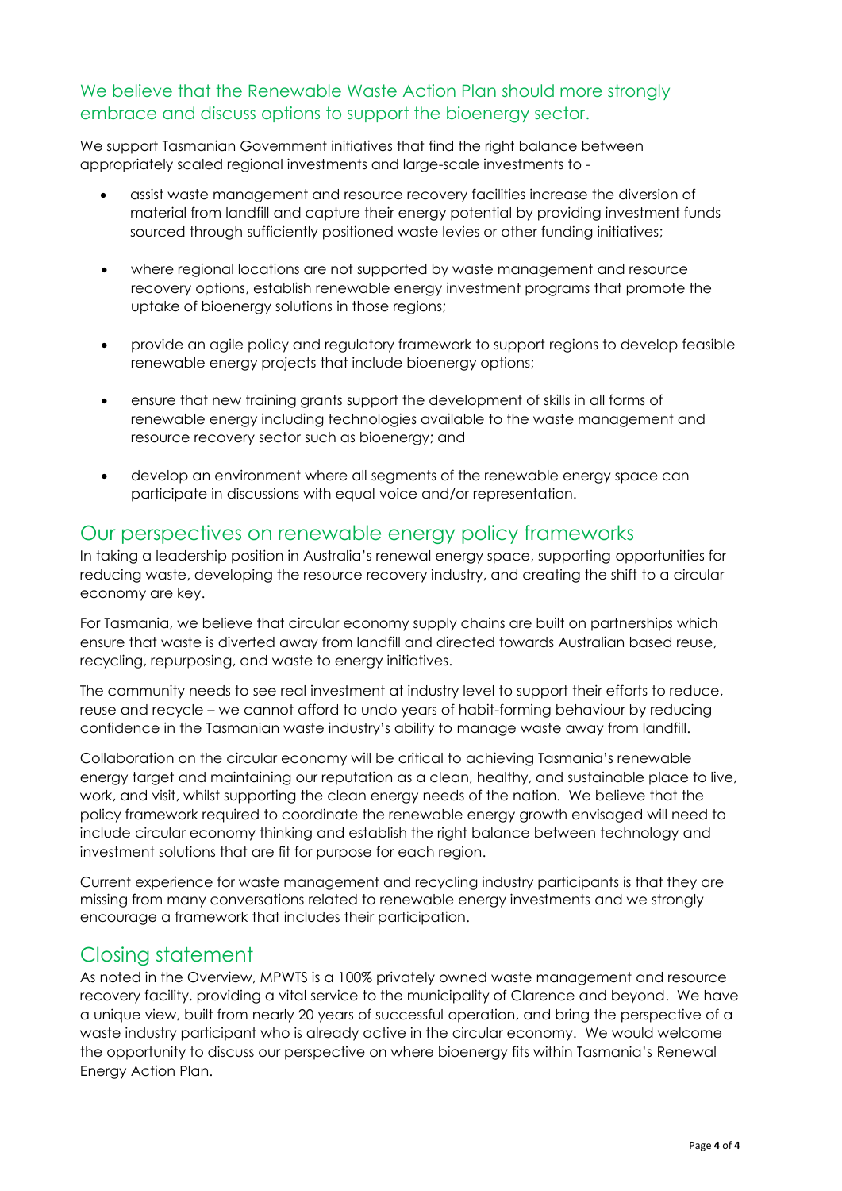### We believe that the Renewable Waste Action Plan should more strongly embrace and discuss options to support the bioenergy sector.

We support Tasmanian Government initiatives that find the right balance between appropriately scaled regional investments and large-scale investments to -

- assist waste management and resource recovery facilities increase the diversion of material from landfill and capture their energy potential by providing investment funds sourced through sufficiently positioned waste levies or other funding initiatives;
- where regional locations are not supported by waste management and resource recovery options, establish renewable energy investment programs that promote the uptake of bioenergy solutions in those regions;
- provide an agile policy and regulatory framework to support regions to develop feasible renewable energy projects that include bioenergy options;
- ensure that new training grants support the development of skills in all forms of renewable energy including technologies available to the waste management and resource recovery sector such as bioenergy; and
- develop an environment where all segments of the renewable energy space can participate in discussions with equal voice and/or representation.

## Our perspectives on renewable energy policy frameworks

In taking a leadership position in Australia's renewal energy space, supporting opportunities for reducing waste, developing the resource recovery industry, and creating the shift to a circular economy are key.

For Tasmania, we believe that circular economy supply chains are built on partnerships which ensure that waste is diverted away from landfill and directed towards Australian based reuse, recycling, repurposing, and waste to energy initiatives.

The community needs to see real investment at industry level to support their efforts to reduce, reuse and recycle – we cannot afford to undo years of habit-forming behaviour by reducing confidence in the Tasmanian waste industry's ability to manage waste away from landfill.

Collaboration on the circular economy will be critical to achieving Tasmania's renewable energy target and maintaining our reputation as a clean, healthy, and sustainable place to live, work, and visit, whilst supporting the clean energy needs of the nation. We believe that the policy framework required to coordinate the renewable energy growth envisaged will need to include circular economy thinking and establish the right balance between technology and investment solutions that are fit for purpose for each region.

Current experience for waste management and recycling industry participants is that they are missing from many conversations related to renewable energy investments and we strongly encourage a framework that includes their participation.

## Closing statement

As noted in the Overview, MPWTS is a 100% privately owned waste management and resource recovery facility, providing a vital service to the municipality of Clarence and beyond. We have a unique view, built from nearly 20 years of successful operation, and bring the perspective of a waste industry participant who is already active in the circular economy. We would welcome the opportunity to discuss our perspective on where bioenergy fits within Tasmania's Renewal Energy Action Plan.